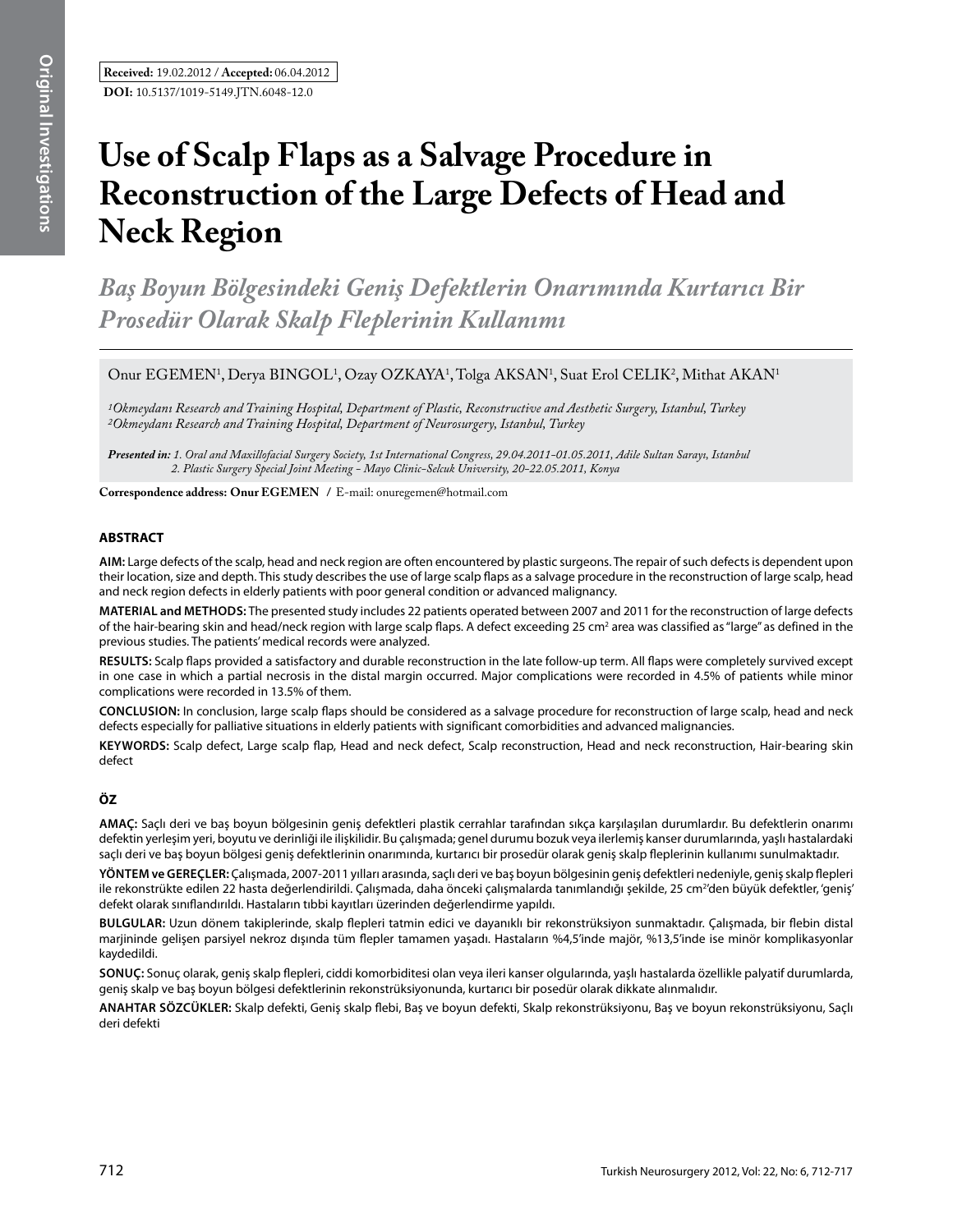**Received:** 19.02.2012 / **Accepted:** 06.04.2012

**DOI:** 10.5137/1019-5149.JTN.6048-12.0

# Use of Scalp Flaps as a Salvage Procedure in Reconstruction of the Large Defects of Head and Neck Region

## *Baş Boyun Bölgesindeki Geniş Defektlerin Onarımında Kurtarıcı Bir Prosedür Olarak Skalp Fleplerinin Kullanımı*

Onur EGEMEN[1], Derya BINGOL[1], Ozay OZKAYA[1], Tolga AKSAN[1], Suat Erol CELIK[2], Mithat AKAN[1]

*[1]Okmeydanı Research and Training Hospital, Department of Plastic, Reconstructive and Aesthetic Surgery, Istanbul, Turkey*
*[2]Okmeydanı Research and Training Hospital, Department of Neurosurgery, Istanbul, Turkey*

***Presented in:*** *1. Oral and Maxillofacial Surgery Society, 1st International Congress, 29.04.2011-01.05.2011, Adile Sultan Sarayı, Istanbul*
*2. Plastic Surgery Special Joint Meeting - Mayo Clinic-Selcuk University, 20-22.05.2011, Konya*

**Correspondence address: Onur EGEMEN** / E-mail: onuregemen@hotmail.com

## ABSTRACT

**AIM:** Large defects of the scalp, head and neck region are often encountered by plastic surgeons. The repair of such defects is dependent upon their location, size and depth. This study describes the use of large scalp flaps as a salvage procedure in the reconstruction of large scalp, head and neck region defects in elderly patients with poor general condition or advanced malignancy.

**MATERIAL and METHODS:** The presented study includes 22 patients operated between 2007 and 2011 for the reconstruction of large defects of the hair-bearing skin and head/neck region with large scalp flaps. A defect exceeding 25 $cm^2$ area was classified as "large" as defined in the previous studies. The patients' medical records were analyzed.

**RESULTS:** Scalp flaps provided a satisfactory and durable reconstruction in the late follow-up term. All flaps were completely survived except in one case in which a partial necrosis in the distal margin occurred. Major complications were recorded in 4.5% of patients while minor complications were recorded in 13.5% of them.

**CONCLUSION:** In conclusion, large scalp flaps should be considered as a salvage procedure for reconstruction of large scalp, head and neck defects especially for palliative situations in elderly patients with significant comorbidities and advanced malignancies.

**KEYWORDS:** Scalp defect, Large scalp flap, Head and neck defect, Scalp reconstruction, Head and neck reconstruction, Hair-bearing skin defect

## ÖZ

**AMAÇ:** Saçlı deri ve baş boyun bölgesinin geniş defektleri plastik cerrahlar tarafından sıkça karşılaşılan durumlardır. Bu defektlerin onarımı defektin yerleşim yeri, boyutu ve derinliği ile ilişkilidir. Bu çalışmada; genel durumu bozuk veya ilerlemiş kanser durumlarında, yaşlı hastalardaki saçlı deri ve baş boyun bölgesi geniş defektlerinin onarımında, kurtarıcı bir prosedür olarak geniş skalp fleplerinin kullanımı sunulmaktadır.

**YÖNTEM ve GEREÇLER:** Çalışmada, 2007-2011 yılları arasında, saçlı deri ve baş boyun bölgesinin geniş defektleri nedeniyle, geniş skalp flepleri ile rekonstrükte edilen 22 hasta değerlendirildi. Çalışmada, daha önceki çalışmalarda tanımlandığı şekilde, 25 $cm^2$'den büyük defektler, 'geniş' defekt olarak sınıflandırıldı. Hastaların tıbbi kayıtları üzerinden değerlendirme yapıldı.

**BULGULAR:** Uzun dönem takiplerinde, skalp flepleri tatmin edici ve dayanıklı bir rekonstrüksiyon sunmaktadır. Çalışmada, bir flebin distal marjininde gelişen parsiyel nekroz dışında tüm flepler tamamen yaşadı. Hastaların %4,5'inde majör, %13,5'inde ise minör komplikasyonlar kaydedildi.

**SONUÇ:** Sonuç olarak, geniş skalp flepleri, ciddi komorbiditesi olan veya ileri kanser olgularında, yaşlı hastalarda özellikle palyatif durumlarda, geniş skalp ve baş boyun bölgesi defektlerinin rekonstrüksiyonunda, kurtarıcı bir posedür olarak dikkate alınmalıdır.

**ANAHTAR SÖZCÜKLER:** Skalp defekti, Geniş skalp flebi, Baş ve boyun defekti, Skalp rekonstrüksiyonu, Baş ve boyun rekonstrüksiyonu, Saçlı deri defekti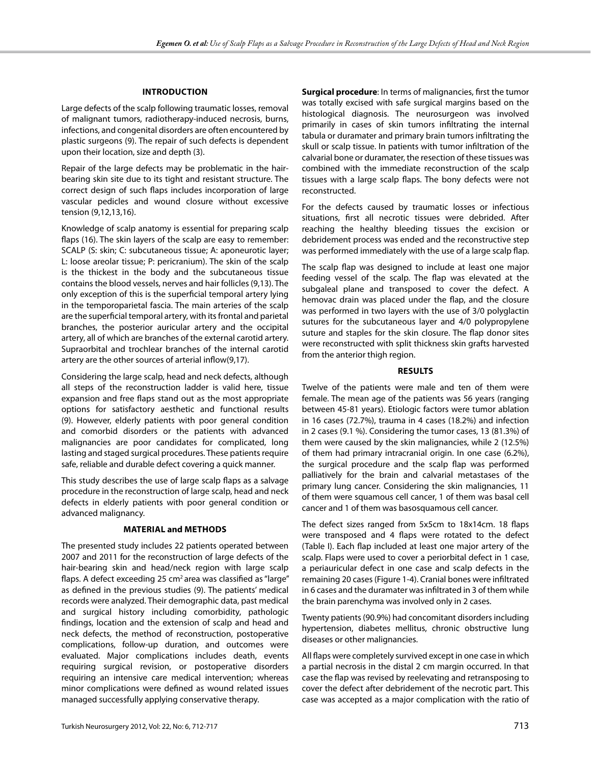## INTRODUCTION

Large defects of the scalp following traumatic losses, removal of malignant tumors, radiotherapy-induced necrosis, burns, infections, and congenital disorders are often encountered by plastic surgeons (9). The repair of such defects is dependent upon their location, size and depth (3).

Repair of the large defects may be problematic in the hair-bearing skin site due to its tight and resistant structure. The correct design of such flaps includes incorporation of large vascular pedicles and wound closure without excessive tension (9,12,13,16).

Knowledge of scalp anatomy is essential for preparing scalp flaps (16). The skin layers of the scalp are easy to remember: SCALP (S: skin; C: subcutaneous tissue; A: aponeurotic layer; L: loose areolar tissue; P: pericranium). The skin of the scalp is the thickest in the body and the subcutaneous tissue contains the blood vessels, nerves and hair follicles (9,13). The only exception of this is the superficial temporal artery lying in the temporoparietal fascia. The main arteries of the scalp are the superficial temporal artery, with its frontal and parietal branches, the posterior auricular artery and the occipital artery, all of which are branches of the external carotid artery. Supraorbital and trochlear branches of the internal carotid artery are the other sources of arterial inflow(9,17).

Considering the large scalp, head and neck defects, although all steps of the reconstruction ladder is valid here, tissue expansion and free flaps stand out as the most appropriate options for satisfactory aesthetic and functional results (9). However, elderly patients with poor general condition and comorbid disorders or the patients with advanced malignancies are poor candidates for complicated, long lasting and staged surgical procedures. These patients require safe, reliable and durable defect covering a quick manner.

This study describes the use of large scalp flaps as a salvage procedure in the reconstruction of large scalp, head and neck defects in elderly patients with poor general condition or advanced malignancy.

## MATERIAL and METHODS

The presented study includes 22 patients operated between 2007 and 2011 for the reconstruction of large defects of the hair-bearing skin and head/neck region with large scalp flaps. A defect exceeding 25 cm$^2$ area was classified as "large" as defined in the previous studies (9). The patients' medical records were analyzed. Their demographic data, past medical and surgical history including comorbidity, pathologic findings, location and the extension of scalp and head and neck defects, the method of reconstruction, postoperative complications, follow-up duration, and outcomes were evaluated. Major complications includes death, events requiring surgical revision, or postoperative disorders requiring an intensive care medical intervention; whereas minor complications were defined as wound related issues managed successfully applying conservative therapy.

**Surgical procedure**: In terms of malignancies, first the tumor was totally excised with safe surgical margins based on the histological diagnosis. The neurosurgeon was involved primarily in cases of skin tumors infiltrating the internal tabula or duramater and primary brain tumors infiltrating the skull or scalp tissue. In patients with tumor infiltration of the calvarial bone or duramater, the resection of these tissues was combined with the immediate reconstruction of the scalp tissues with a large scalp flaps. The bony defects were not reconstructed.

For the defects caused by traumatic losses or infectious situations, first all necrotic tissues were debrided. After reaching the healthy bleeding tissues the excision or debridement process was ended and the reconstructive step was performed immediately with the use of a large scalp flap.

The scalp flap was designed to include at least one major feeding vessel of the scalp. The flap was elevated at the subgaleal plane and transposed to cover the defect. A hemovac drain was placed under the flap, and the closure was performed in two layers with the use of 3/0 polyglactin sutures for the subcutaneous layer and 4/0 polypropylene suture and staples for the skin closure. The flap donor sites were reconstructed with split thickness skin grafts harvested from the anterior thigh region.

## RESULTS

Twelve of the patients were male and ten of them were female. The mean age of the patients was 56 years (ranging between 45-81 years). Etiologic factors were tumor ablation in 16 cases (72.7%), trauma in 4 cases (18.2%) and infection in 2 cases (9.1 %). Considering the tumor cases, 13 (81.3%) of them were caused by the skin malignancies, while 2 (12.5%) of them had primary intracranial origin. In one case (6.2%), the surgical procedure and the scalp flap was performed palliatively for the brain and calvarial metastases of the primary lung cancer. Considering the skin malignancies, 11 of them were squamous cell cancer, 1 of them was basal cell cancer and 1 of them was basosquamous cell cancer.

The defect sizes ranged from 5x5cm to 18x14cm. 18 flaps were transposed and 4 flaps were rotated to the defect (Table I). Each flap included at least one major artery of the scalp. Flaps were used to cover a periorbital defect in 1 case, a periauricular defect in one case and scalp defects in the remaining 20 cases (Figure 1-4). Cranial bones were infiltrated in 6 cases and the duramater was infiltrated in 3 of them while the brain parenchyma was involved only in 2 cases.

Twenty patients (90.9%) had concomitant disorders including hypertension, diabetes mellitus, chronic obstructive lung diseases or other malignancies.

All flaps were completely survived except in one case in which a partial necrosis in the distal 2 cm margin occurred. In that case the flap was revised by reelevating and retransposing to cover the defect after debridement of the necrotic part. This case was accepted as a major complication with the ratio of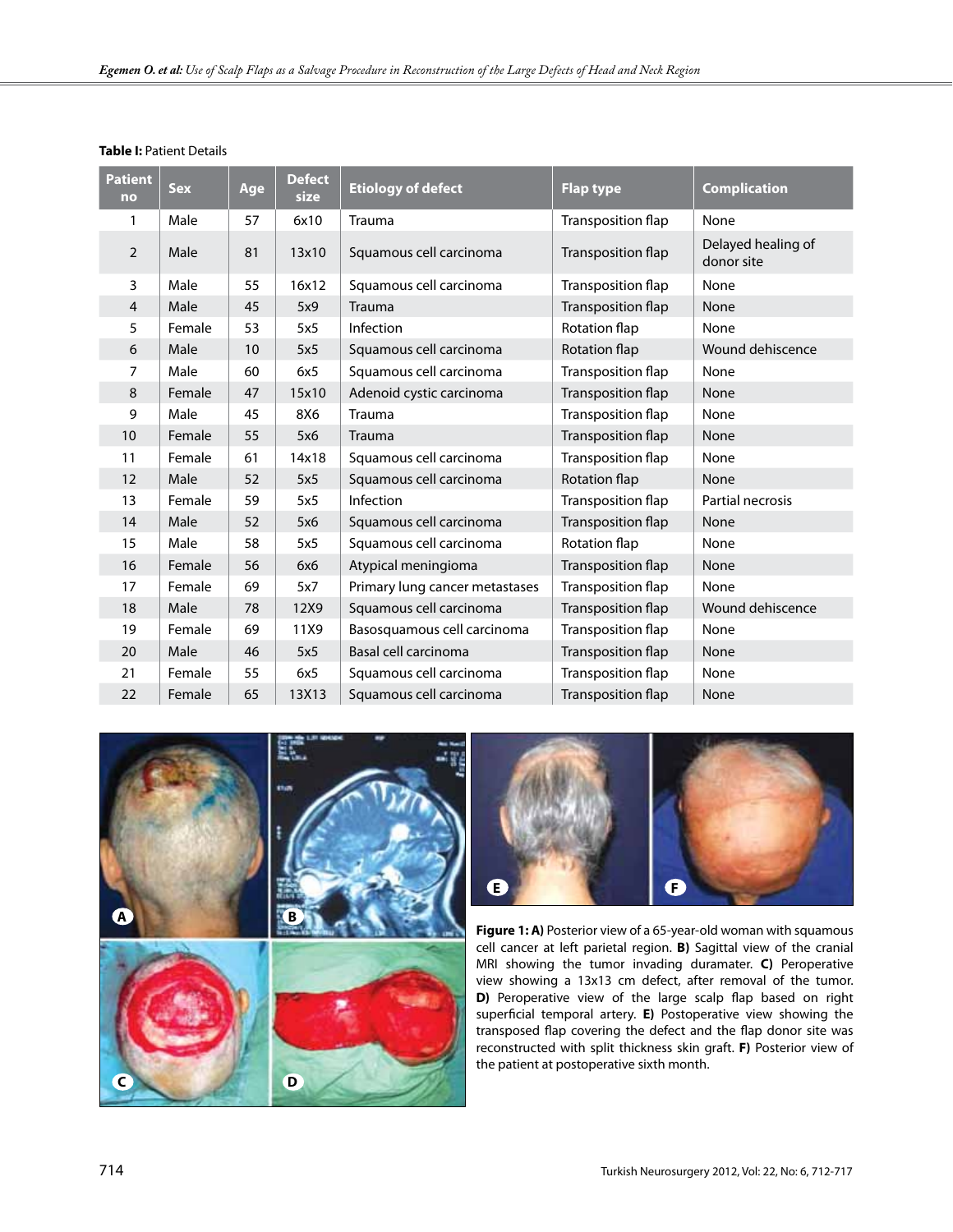**Table I:** Patient Details

| Patient no | Sex | Age | Defect size | Etiology of defect | Flap type | Complication |
|---|---|---|---|---|---|---|
| 1 | Male | 57 | 6x10 | Trauma | Transposition flap | None |
| 2 | Male | 81 | 13x10 | Squamous cell carcinoma | Transposition flap | Delayed healing of donor site |
| 3 | Male | 55 | 16x12 | Squamous cell carcinoma | Transposition flap | None |
| 4 | Male | 45 | 5x9 | Trauma | Transposition flap | None |
| 5 | Female | 53 | 5x5 | Infection | Rotation flap | None |
| 6 | Male | 10 | 5x5 | Squamous cell carcinoma | Rotation flap | Wound dehiscence |
| 7 | Male | 60 | 6x5 | Squamous cell carcinoma | Transposition flap | None |
| 8 | Female | 47 | 15x10 | Adenoid cystic carcinoma | Transposition flap | None |
| 9 | Male | 45 | 8X6 | Trauma | Transposition flap | None |
| 10 | Female | 55 | 5x6 | Trauma | Transposition flap | None |
| 11 | Female | 61 | 14x18 | Squamous cell carcinoma | Transposition flap | None |
| 12 | Male | 52 | 5x5 | Squamous cell carcinoma | Rotation flap | None |
| 13 | Female | 59 | 5x5 | Infection | Transposition flap | Partial necrosis |
| 14 | Male | 52 | 5x6 | Squamous cell carcinoma | Transposition flap | None |
| 15 | Male | 58 | 5x5 | Squamous cell carcinoma | Rotation flap | None |
| 16 | Female | 56 | 6x6 | Atypical meningioma | Transposition flap | None |
| 17 | Female | 69 | 5x7 | Primary lung cancer metastases | Transposition flap | None |
| 18 | Male | 78 | 12X9 | Squamous cell carcinoma | Transposition flap | Wound dehiscence |
| 19 | Female | 69 | 11X9 | Basosquamous cell carcinoma | Transposition flap | None |
| 20 | Male | 46 | 5x5 | Basal cell carcinoma | Transposition flap | None |
| 21 | Female | 55 | 6x5 | Squamous cell carcinoma | Transposition flap | None |
| 22 | Female | 65 | 13X13 | Squamous cell carcinoma | Transposition flap | None |

**Figure 1: A)** Posterior view of a 65-year-old woman with squamous cell cancer at left parietal region. **B)** Sagittal view of the cranial MRI showing the tumor invading duramater. **C)** Peroperative view showing a 13x13 cm defect, after removal of the tumor. **D)** Peroperative view of the large scalp flap based on right superficial temporal artery. **E)** Postoperative view showing the transposed flap covering the defect and the flap donor site was reconstructed with split thickness skin graft. **F)** Posterior view of the patient at postoperative sixth month.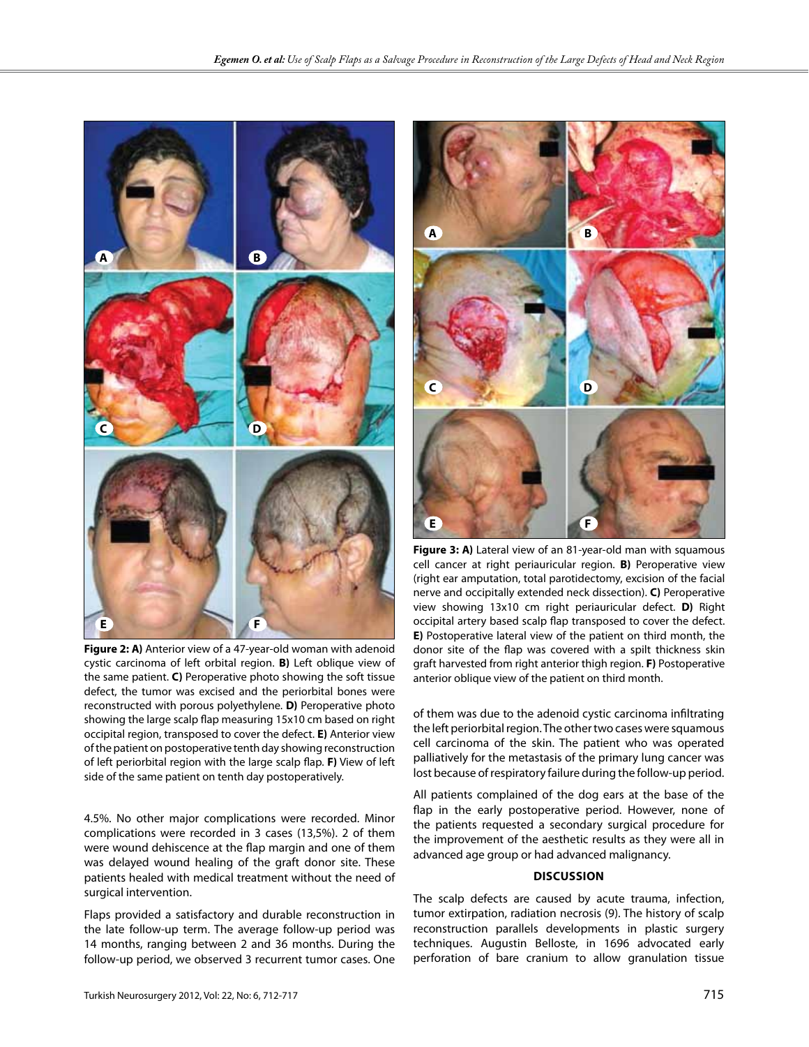**Figure 2: A)** Anterior view of a 47-year-old woman with adenoid cystic carcinoma of left orbital region. **B)** Left oblique view of the same patient. **C)** Peroperative photo showing the soft tissue defect, the tumor was excised and the periorbital bones were reconstructed with porous polyethylene. **D)** Peroperative photo showing the large scalp flap measuring 15x10 cm based on right occipital region, transposed to cover the defect. **E)** Anterior view of the patient on postoperative tenth day showing reconstruction of left periorbital region with the large scalp flap. **F)** View of left side of the same patient on tenth day postoperatively.

**Figure 3: A)** Lateral view of an 81-year-old man with squamous cell cancer at right periauricular region. **B)** Peroperative view (right ear amputation, total parotidectomy, excision of the facial nerve and occipitally extended neck dissection). **C)** Peroperative view showing 13x10 cm right periauricular defect. **D)** Right occipital artery based scalp flap transposed to cover the defect. **E)** Postoperative lateral view of the patient on third month, the donor site of the flap was covered with a spilt thickness skin graft harvested from right anterior thigh region. **F)** Postoperative anterior oblique view of the patient on third month.

4.5%. No other major complications were recorded. Minor complications were recorded in 3 cases (13,5%). 2 of them were wound dehiscence at the flap margin and one of them was delayed wound healing of the graft donor site. These patients healed with medical treatment without the need of surgical intervention.

Flaps provided a satisfactory and durable reconstruction in the late follow-up term. The average follow-up period was 14 months, ranging between 2 and 36 months. During the follow-up period, we observed 3 recurrent tumor cases. One of them was due to the adenoid cystic carcinoma infiltrating the left periorbital region. The other two cases were squamous cell carcinoma of the skin. The patient who was operated palliatively for the metastasis of the primary lung cancer was lost because of respiratory failure during the follow-up period.

All patients complained of the dog ears at the base of the flap in the early postoperative period. However, none of the patients requested a secondary surgical procedure for the improvement of the aesthetic results as they were all in advanced age group or had advanced malignancy.

## DISCUSSION

The scalp defects are caused by acute trauma, infection, tumor extirpation, radiation necrosis (9). The history of scalp reconstruction parallels developments in plastic surgery techniques. Augustin Belloste, in 1696 advocated early perforation of bare cranium to allow granulation tissue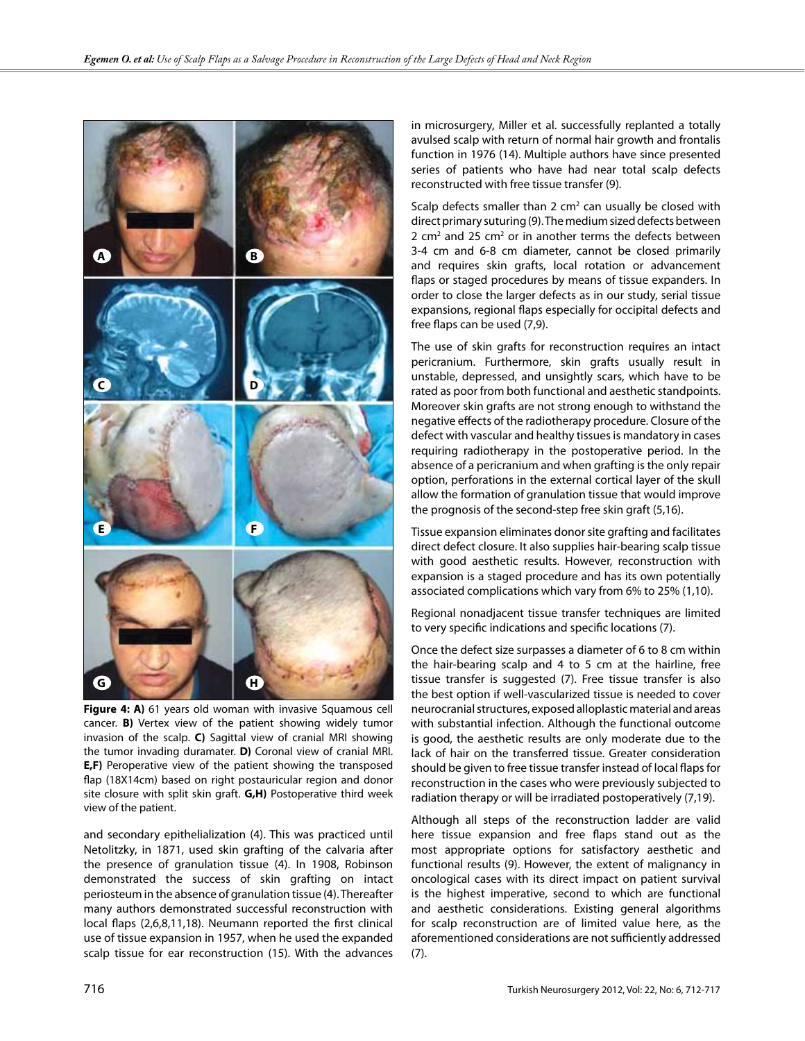**Figure 4: A)** 61 years old woman with invasive Squamous cell cancer. **B)** Vertex view of the patient showing widely tumor invasion of the scalp. **C)** Sagittal view of cranial MRI showing the tumor invading duramater. **D)** Coronal view of cranial MRI. **E,F)** Peroperative view of the patient showing the transposed flap (18X14cm) based on right postauricular region and donor site closure with split skin graft. **G,H)** Postoperative third week view of the patient.

and secondary epithelialization (4). This was practiced until Netolitzky, in 1871, used skin grafting of the calvaria after the presence of granulation tissue (4). In 1908, Robinson demonstrated the success of skin grafting on intact periosteum in the absence of granulation tissue (4). Thereafter many authors demonstrated successful reconstruction with local flaps (2,6,8,11,18). Neumann reported the first clinical use of tissue expansion in 1957, when he used the expanded scalp tissue for ear reconstruction (15). With the advances in microsurgery, Miller et al. successfully replanted a totally avulsed scalp with return of normal hair growth and frontalis function in 1976 (14). Multiple authors have since presented series of patients who have had near total scalp defects reconstructed with free tissue transfer (9).

Scalp defects smaller than 2 $cm^2$ can usually be closed with direct primary suturing (9). The medium sized defects between 2 $cm^2$ and 25 $cm^2$ or in another terms the defects between 3-4 cm and 6-8 cm diameter, cannot be closed primarily and requires skin grafts, local rotation or advancement flaps or staged procedures by means of tissue expanders. In order to close the larger defects as in our study, serial tissue expansions, regional flaps especially for occipital defects and free flaps can be used (7,9).

The use of skin grafts for reconstruction requires an intact pericranium. Furthermore, skin grafts usually result in unstable, depressed, and unsightly scars, which have to be rated as poor from both functional and aesthetic standpoints. Moreover skin grafts are not strong enough to withstand the negative effects of the radiotherapy procedure. Closure of the defect with vascular and healthy tissues is mandatory in cases requiring radiotherapy in the postoperative period. In the absence of a pericranium and when grafting is the only repair option, perforations in the external cortical layer of the skull allow the formation of granulation tissue that would improve the prognosis of the second-step free skin graft (5,16).

Tissue expansion eliminates donor site grafting and facilitates direct defect closure. It also supplies hair-bearing scalp tissue with good aesthetic results. However, reconstruction with expansion is a staged procedure and has its own potentially associated complications which vary from 6% to 25% (1,10).

Regional nonadjacent tissue transfer techniques are limited to very specific indications and specific locations (7).

Once the defect size surpasses a diameter of 6 to 8 cm within the hair-bearing scalp and 4 to 5 cm at the hairline, free tissue transfer is suggested (7). Free tissue transfer is also the best option if well-vascularized tissue is needed to cover neurocranial structures, exposed alloplastic material and areas with substantial infection. Although the functional outcome is good, the aesthetic results are only moderate due to the lack of hair on the transferred tissue. Greater consideration should be given to free tissue transfer instead of local flaps for reconstruction in the cases who were previously subjected to radiation therapy or will be irradiated postoperatively (7,19).

Although all steps of the reconstruction ladder are valid here tissue expansion and free flaps stand out as the most appropriate options for satisfactory aesthetic and functional results (9). However, the extent of malignancy in oncological cases with its direct impact on patient survival is the highest imperative, second to which are functional and aesthetic considerations. Existing general algorithms for scalp reconstruction are of limited value here, as the aforementioned considerations are not sufficiently addressed (7).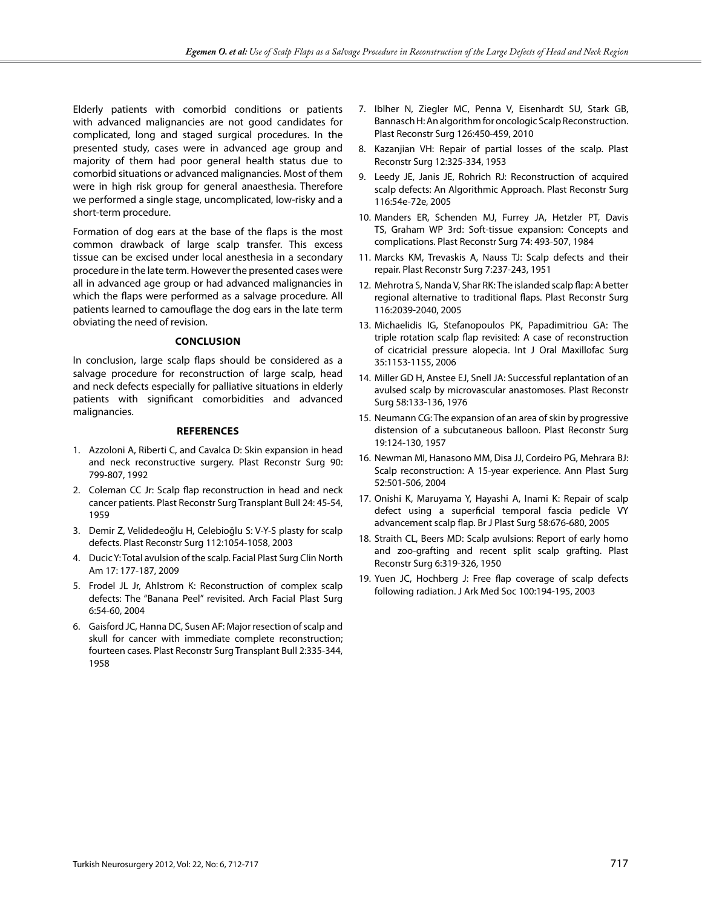Elderly patients with comorbid conditions or patients with advanced malignancies are not good candidates for complicated, long and staged surgical procedures. In the presented study, cases were in advanced age group and majority of them had poor general health status due to comorbid situations or advanced malignancies. Most of them were in high risk group for general anaesthesia. Therefore we performed a single stage, uncomplicated, low-risky and a short-term procedure.

Formation of dog ears at the base of the flaps is the most common drawback of large scalp transfer. This excess tissue can be excised under local anesthesia in a secondary procedure in the late term. However the presented cases were all in advanced age group or had advanced malignancies in which the flaps were performed as a salvage procedure. All patients learned to camouflage the dog ears in the late term obviating the need of revision.

## CONCLUSION

In conclusion, large scalp flaps should be considered as a salvage procedure for reconstruction of large scalp, head and neck defects especially for palliative situations in elderly patients with significant comorbidities and advanced malignancies.

## REFERENCES

1. Azzoloni A, Riberti C, and Cavalca D: Skin expansion in head and neck reconstructive surgery. Plast Reconstr Surg 90: 799-807, 1992
2. Coleman CC Jr: Scalp flap reconstruction in head and neck cancer patients. Plast Reconstr Surg Transplant Bull 24: 45-54, 1959
3. Demir Z, Velidedeoğlu H, Celebioğlu S: V-Y-S plasty for scalp defects. Plast Reconstr Surg 112:1054-1058, 2003
4. Ducic Y: Total avulsion of the scalp. Facial Plast Surg Clin North Am 17: 177-187, 2009
5. Frodel JL Jr, Ahlstrom K: Reconstruction of complex scalp defects: The "Banana Peel" revisited. Arch Facial Plast Surg 6:54-60, 2004
6. Gaisford JC, Hanna DC, Susen AF: Major resection of scalp and skull for cancer with immediate complete reconstruction; fourteen cases. Plast Reconstr Surg Transplant Bull 2:335-344, 1958
7. Iblher N, Ziegler MC, Penna V, Eisenhardt SU, Stark GB, Bannasch H: An algorithm for oncologic Scalp Reconstruction. Plast Reconstr Surg 126:450-459, 2010
8. Kazanjian VH: Repair of partial losses of the scalp. Plast Reconstr Surg 12:325-334, 1953
9. Leedy JE, Janis JE, Rohrich RJ: Reconstruction of acquired scalp defects: An Algorithmic Approach. Plast Reconstr Surg 116:54e-72e, 2005
10. Manders ER, Schenden MJ, Furrey JA, Hetzler PT, Davis TS, Graham WP 3rd: Soft-tissue expansion: Concepts and complications. Plast Reconstr Surg 74: 493-507, 1984
11. Marcks KM, Trevaskis A, Nauss TJ: Scalp defects and their repair. Plast Reconstr Surg 7:237-243, 1951
12. Mehrotra S, Nanda V, Shar RK: The islanded scalp flap: A better regional alternative to traditional flaps. Plast Reconstr Surg 116:2039-2040, 2005
13. Michaelidis IG, Stefanopoulos PK, Papadimitriou GA: The triple rotation scalp flap revisited: A case of reconstruction of cicatricial pressure alopecia. Int J Oral Maxillofac Surg 35:1153-1155, 2006
14. Miller GD H, Anstee EJ, Snell JA: Successful replantation of an avulsed scalp by microvascular anastomoses. Plast Reconstr Surg 58:133-136, 1976
15. Neumann CG: The expansion of an area of skin by progressive distension of a subcutaneous balloon. Plast Reconstr Surg 19:124-130, 1957
16. Newman MI, Hanasono MM, Disa JJ, Cordeiro PG, Mehrara BJ: Scalp reconstruction: A 15-year experience. Ann Plast Surg 52:501-506, 2004
17. Onishi K, Maruyama Y, Hayashi A, Inami K: Repair of scalp defect using a superficial temporal fascia pedicle VY advancement scalp flap. Br J Plast Surg 58:676-680, 2005
18. Straith CL, Beers MD: Scalp avulsions: Report of early homo and zoo-grafting and recent split scalp grafting. Plast Reconstr Surg 6:319-326, 1950
19. Yuen JC, Hochberg J: Free flap coverage of scalp defects following radiation. J Ark Med Soc 100:194-195, 2003